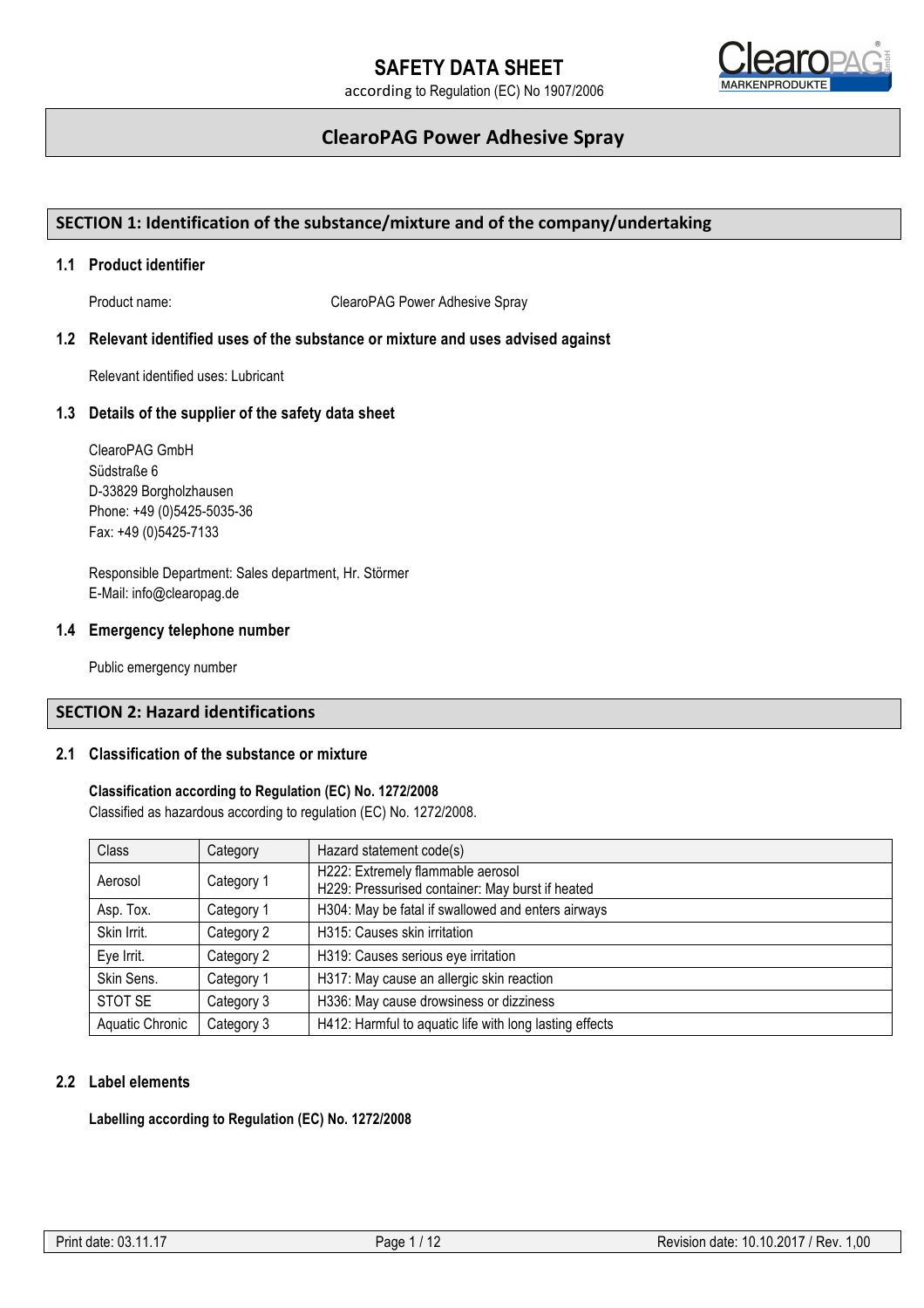# SAFETY DATA SHEET

according to Regulation (EC) No 1907/2006

## ClearoPAG Power Adhesive Spray

## SECTION 1: Identification of the substance/mixture and of the company/undertaking

### 1.1 Product identifier

Product name: ClearoPAG Power Adhesive Spray

### 1.2 Relevant identified uses of the substance or mixture and uses advised against

Relevant identified uses: Lubricant

### 1.3 Details of the supplier of the safety data sheet

ClearoPAG GmbH
Südstraße 6
D-33829 Borgholzhausen
Phone: +49 (0)5425-5035-36
Fax: +49 (0)5425-7133

Responsible Department: Sales department, Hr. Störmer
E-Mail: info@clearopag.de

### 1.4 Emergency telephone number

Public emergency number

## SECTION 2: Hazard identifications

### 2.1 Classification of the substance or mixture

**Classification according to Regulation (EC) No. 1272/2008**
Classified as hazardous according to regulation (EC) No. 1272/2008.

| Class | Category | Hazard statement code(s) |
|---|---|---|
| Aerosol | Category 1 | H222: Extremely flammable aerosol<br>H229: Pressurised container: May burst if heated |
| Asp. Tox. | Category 1 | H304: May be fatal if swallowed and enters airways |
| Skin Irrit. | Category 2 | H315: Causes skin irritation |
| Eye Irrit. | Category 2 | H319: Causes serious eye irritation |
| Skin Sens. | Category 1 | H317: May cause an allergic skin reaction |
| STOT SE | Category 3 | H336: May cause drowsiness or dizziness |
| Aquatic Chronic | Category 3 | H412: Harmful to aquatic life with long lasting effects |

### 2.2 Label elements

**Labelling according to Regulation (EC) No. 1272/2008**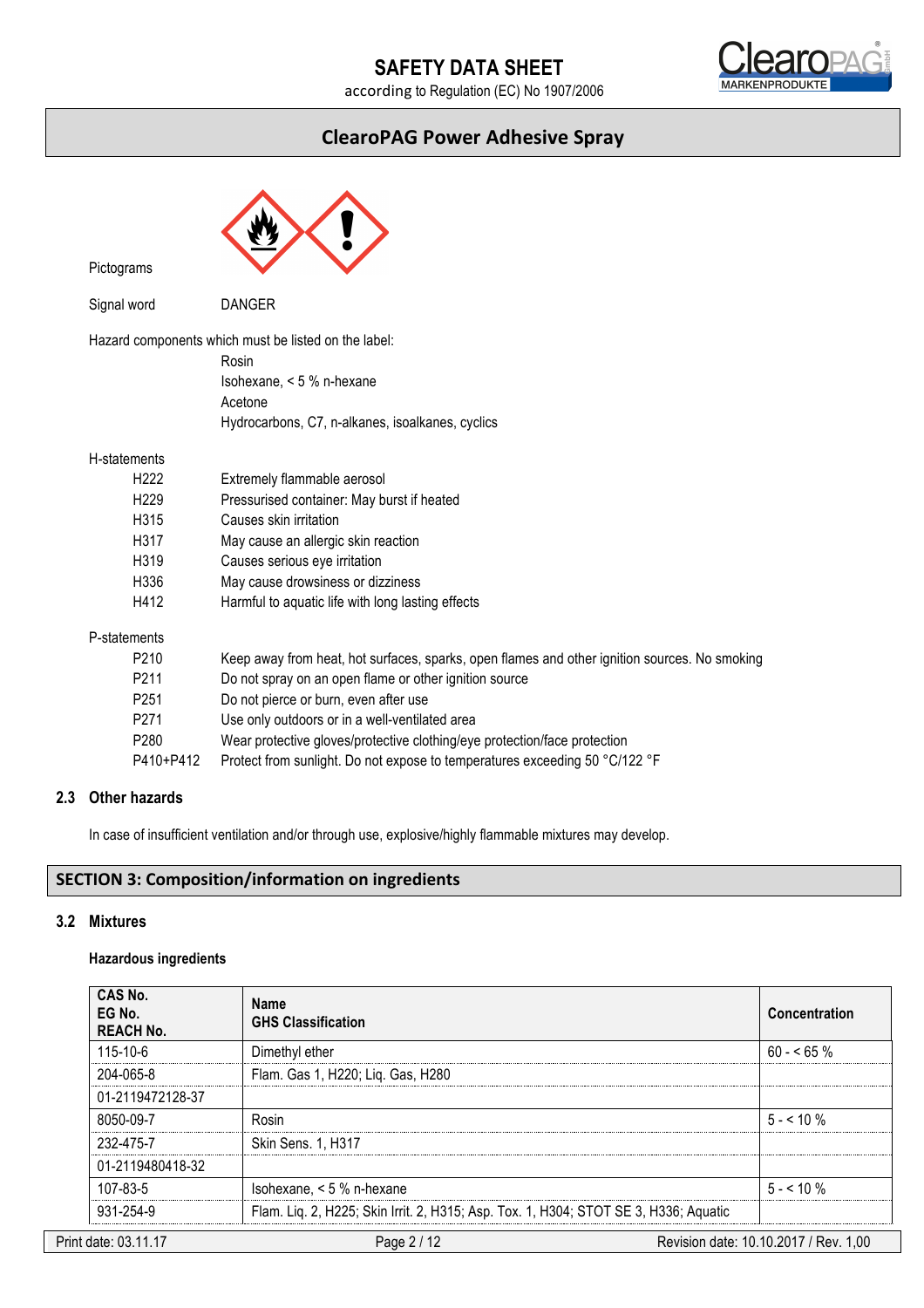Pictograms

Signal word DANGER

Hazard components which must be listed on the label:

- Rosin
- Isohexane, < 5 % n-hexane
- Acetone
- Hydrocarbons, C7, n-alkanes, isoalkanes, cyclics

H-statements

| | |
|---|---|
| H222 | Extremely flammable aerosol |
| H229 | Pressurised container: May burst if heated |
| H315 | Causes skin irritation |
| H317 | May cause an allergic skin reaction |
| H319 | Causes serious eye irritation |
| H336 | May cause drowsiness or dizziness |
| H412 | Harmful to aquatic life with long lasting effects |

P-statements

| | |
|---|---|
| P210 | Keep away from heat, hot surfaces, sparks, open flames and other ignition sources. No smoking |
| P211 | Do not spray on an open flame or other ignition source |
| P251 | Do not pierce or burn, even after use |
| P271 | Use only outdoors or in a well-ventilated area |
| P280 | Wear protective gloves/protective clothing/eye protection/face protection |
| P410+P412 | Protect from sunlight. Do not expose to temperatures exceeding 50 °C/122 °F |

### 2.3 Other hazards

In case of insufficient ventilation and/or through use, explosive/highly flammable mixtures may develop.

## SECTION 3: Composition/information on ingredients

### 3.2 Mixtures

**Hazardous ingredients**

| CAS No.<br>EG No.<br>REACH No. | Name<br>GHS Classification | Concentration |
|---|---|---|
| 115-10-6 | Dimethyl ether | 60 - < 65 % |
| 204-065-8 | Flam. Gas 1, H220; Liq. Gas, H280 | |
| 01-2119472128-37 | | |
| 8050-09-7 | Rosin | 5 - < 10 % |
| 232-475-7 | Skin Sens. 1, H317 | |
| 01-2119480418-32 | | |
| 107-83-5 | Isohexane, < 5 % n-hexane | 5 - < 10 % |
| 931-254-9 | Flam. Liq. 2, H225; Skin Irrit. 2, H315; Asp. Tox. 1, H304; STOT SE 3, H336; Aquatic | |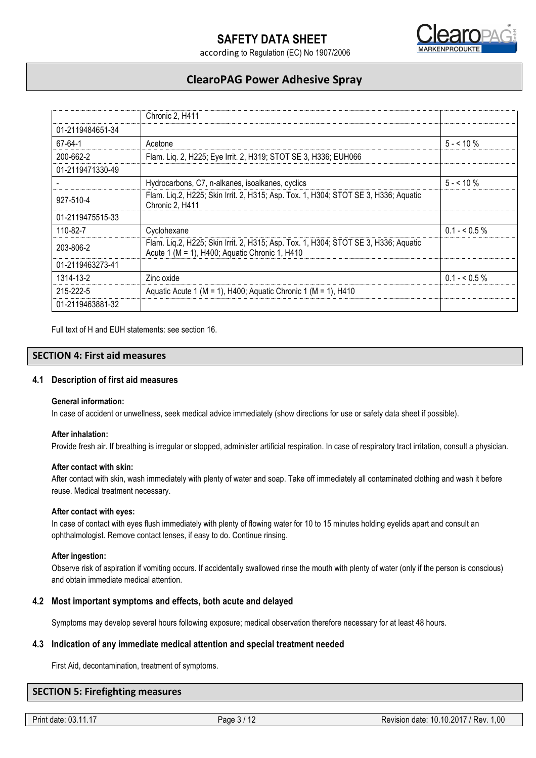| | | |
|---|---|---|
| | Chronic 2, H411 | |
| 01-2119484651-34 | | |
| 67-64-1 | Acetone | 5 - < 10 % |
| 200-662-2 | Flam. Liq. 2, H225; Eye Irrit. 2, H319; STOT SE 3, H336; EUH066 | |
| 01-2119471330-49 | | |
| - | Hydrocarbons, C7, n-alkanes, isoalkanes, cyclics | 5 - < 10 % |
| 927-510-4 | Flam. Liq.2, H225; Skin Irrit. 2, H315; Asp. Tox. 1, H304; STOT SE 3, H336; Aquatic Chronic 2, H411 | |
| 01-2119475515-33 | | |
| 110-82-7 | Cyclohexane | 0.1 - < 0.5 % |
| 203-806-2 | Flam. Liq.2, H225; Skin Irrit. 2, H315; Asp. Tox. 1, H304; STOT SE 3, H336; Aquatic Acute 1 (M = 1), H400; Aquatic Chronic 1, H410 | |
| 01-2119463273-41 | | |
| 1314-13-2 | Zinc oxide | 0.1 - < 0.5 % |
| 215-222-5 | Aquatic Acute 1 (M = 1), H400; Aquatic Chronic 1 (M = 1), H410 | |
| 01-2119463881-32 | | |

Full text of H and EUH statements: see section 16.

## SECTION 4: First aid measures

### 4.1 Description of first aid measures

**General information:**

In case of accident or unwellness, seek medical advice immediately (show directions for use or safety data sheet if possible).

**After inhalation:**

Provide fresh air. If breathing is irregular or stopped, administer artificial respiration. In case of respiratory tract irritation, consult a physician.

**After contact with skin:**

After contact with skin, wash immediately with plenty of water and soap. Take off immediately all contaminated clothing and wash it before reuse. Medical treatment necessary.

**After contact with eyes:**

In case of contact with eyes flush immediately with plenty of flowing water for 10 to 15 minutes holding eyelids apart and consult an ophthalmologist. Remove contact lenses, if easy to do. Continue rinsing.

**After ingestion:**

Observe risk of aspiration if vomiting occurs. If accidentally swallowed rinse the mouth with plenty of water (only if the person is conscious) and obtain immediate medical attention.

### 4.2 Most important symptoms and effects, both acute and delayed

Symptoms may develop several hours following exposure; medical observation therefore necessary for at least 48 hours.

### 4.3 Indication of any immediate medical attention and special treatment needed

First Aid, decontamination, treatment of symptoms.

## SECTION 5: Firefighting measures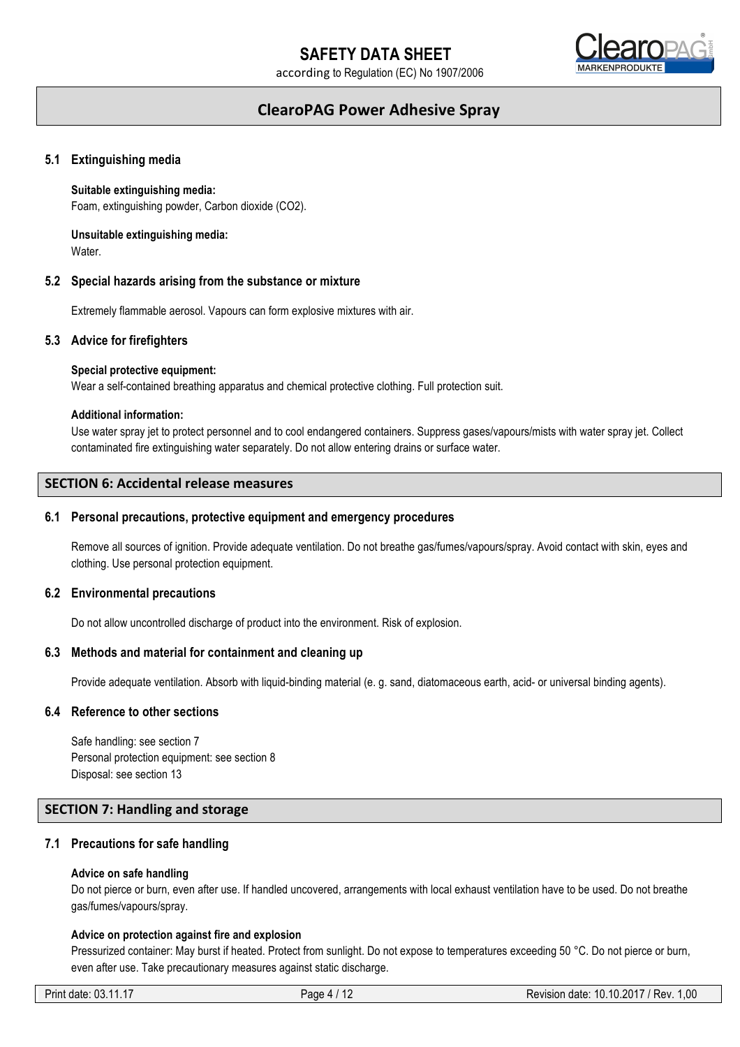### 5.1 Extinguishing media

**Suitable extinguishing media:**
Foam, extinguishing powder, Carbon dioxide ($CO_2$).

**Unsuitable extinguishing media:**
Water.

### 5.2 Special hazards arising from the substance or mixture

Extremely flammable aerosol. Vapours can form explosive mixtures with air.

### 5.3 Advice for firefighters

**Special protective equipment:**
Wear a self-contained breathing apparatus and chemical protective clothing. Full protection suit.

**Additional information:**
Use water spray jet to protect personnel and to cool endangered containers. Suppress gases/vapours/mists with water spray jet. Collect contaminated fire extinguishing water separately. Do not allow entering drains or surface water.

## SECTION 6: Accidental release measures

### 6.1 Personal precautions, protective equipment and emergency procedures

Remove all sources of ignition. Provide adequate ventilation. Do not breathe gas/fumes/vapours/spray. Avoid contact with skin, eyes and clothing. Use personal protection equipment.

### 6.2 Environmental precautions

Do not allow uncontrolled discharge of product into the environment. Risk of explosion.

### 6.3 Methods and material for containment and cleaning up

Provide adequate ventilation. Absorb with liquid-binding material (e. g. sand, diatomaceous earth, acid- or universal binding agents).

### 6.4 Reference to other sections

Safe handling: see section 7
Personal protection equipment: see section 8
Disposal: see section 13

## SECTION 7: Handling and storage

### 7.1 Precautions for safe handling

**Advice on safe handling**
Do not pierce or burn, even after use. If handled uncovered, arrangements with local exhaust ventilation have to be used. Do not breathe gas/fumes/vapours/spray.

**Advice on protection against fire and explosion**
Pressurized container: May burst if heated. Protect from sunlight. Do not expose to temperatures exceeding 50 °C. Do not pierce or burn, even after use. Take precautionary measures against static discharge.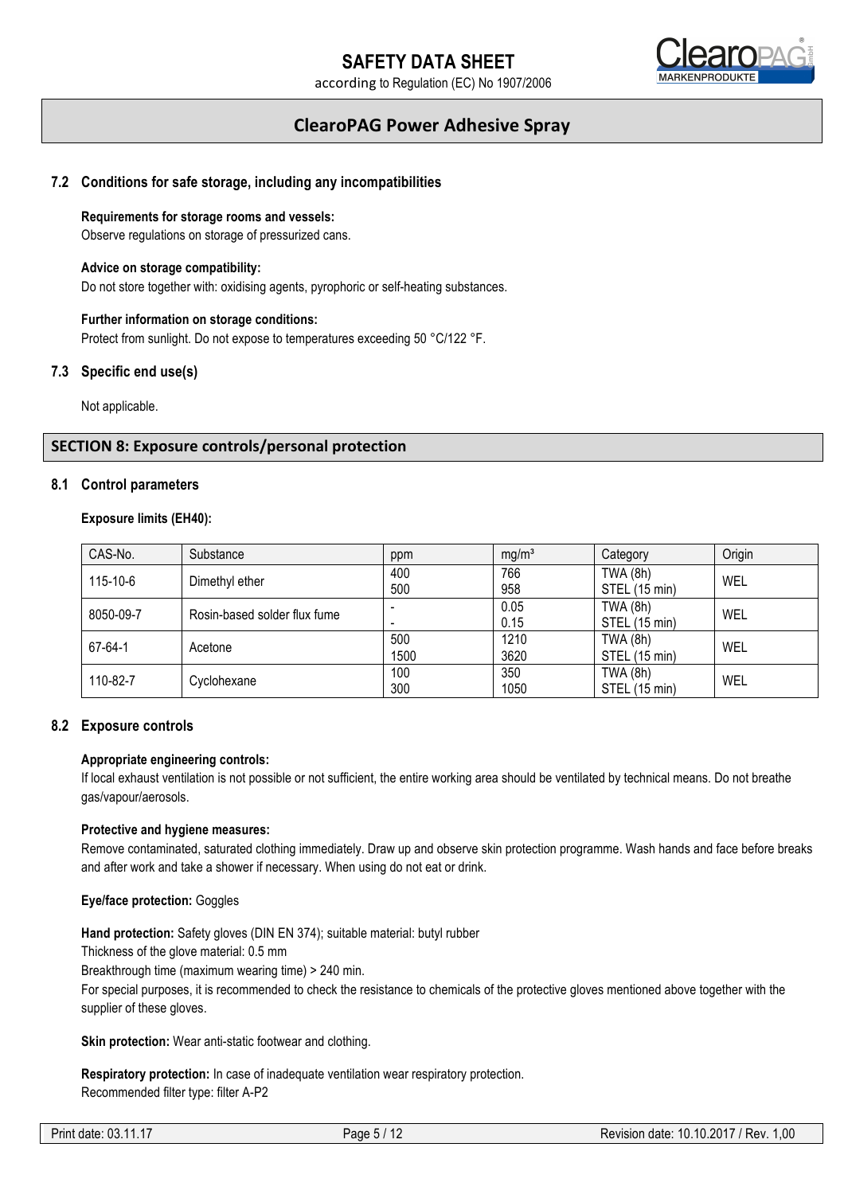### 7.2 Conditions for safe storage, including any incompatibilities

**Requirements for storage rooms and vessels:**
Observe regulations on storage of pressurized cans.

**Advice on storage compatibility:**
Do not store together with: oxidising agents, pyrophoric or self-heating substances.

**Further information on storage conditions:**
Protect from sunlight. Do not expose to temperatures exceeding 50 °C/122 °F.

### 7.3 Specific end use(s)

Not applicable.

## SECTION 8: Exposure controls/personal protection

### 8.1 Control parameters

**Exposure limits (EH40):**

| CAS-No. | Substance | ppm | mg/m³ | Category | Origin |
|---|---|---|---|---|---|
| 115-10-6 | Dimethyl ether | 400<br>500 | 766<br>958 | TWA (8h)<br>STEL (15 min) | WEL |
| 8050-09-7 | Rosin-based solder flux fume | -<br>- | 0.05<br>0.15 | TWA (8h)<br>STEL (15 min) | WEL |
| 67-64-1 | Acetone | 500<br>1500 | 1210<br>3620 | TWA (8h)<br>STEL (15 min) | WEL |
| 110-82-7 | Cyclohexane | 100<br>300 | 350<br>1050 | TWA (8h)<br>STEL (15 min) | WEL |

### 8.2 Exposure controls

**Appropriate engineering controls:**
If local exhaust ventilation is not possible or not sufficient, the entire working area should be ventilated by technical means. Do not breathe gas/vapour/aerosols.

**Protective and hygiene measures:**
Remove contaminated, saturated clothing immediately. Draw up and observe skin protection programme. Wash hands and face before breaks and after work and take a shower if necessary. When using do not eat or drink.

**Eye/face protection:** Goggles

**Hand protection:** Safety gloves (DIN EN 374); suitable material: butyl rubber
Thickness of the glove material: 0.5 mm
Breakthrough time (maximum wearing time) > 240 min.
For special purposes, it is recommended to check the resistance to chemicals of the protective gloves mentioned above together with the supplier of these gloves.

**Skin protection:** Wear anti-static footwear and clothing.

**Respiratory protection:** In case of inadequate ventilation wear respiratory protection.
Recommended filter type: filter A-P2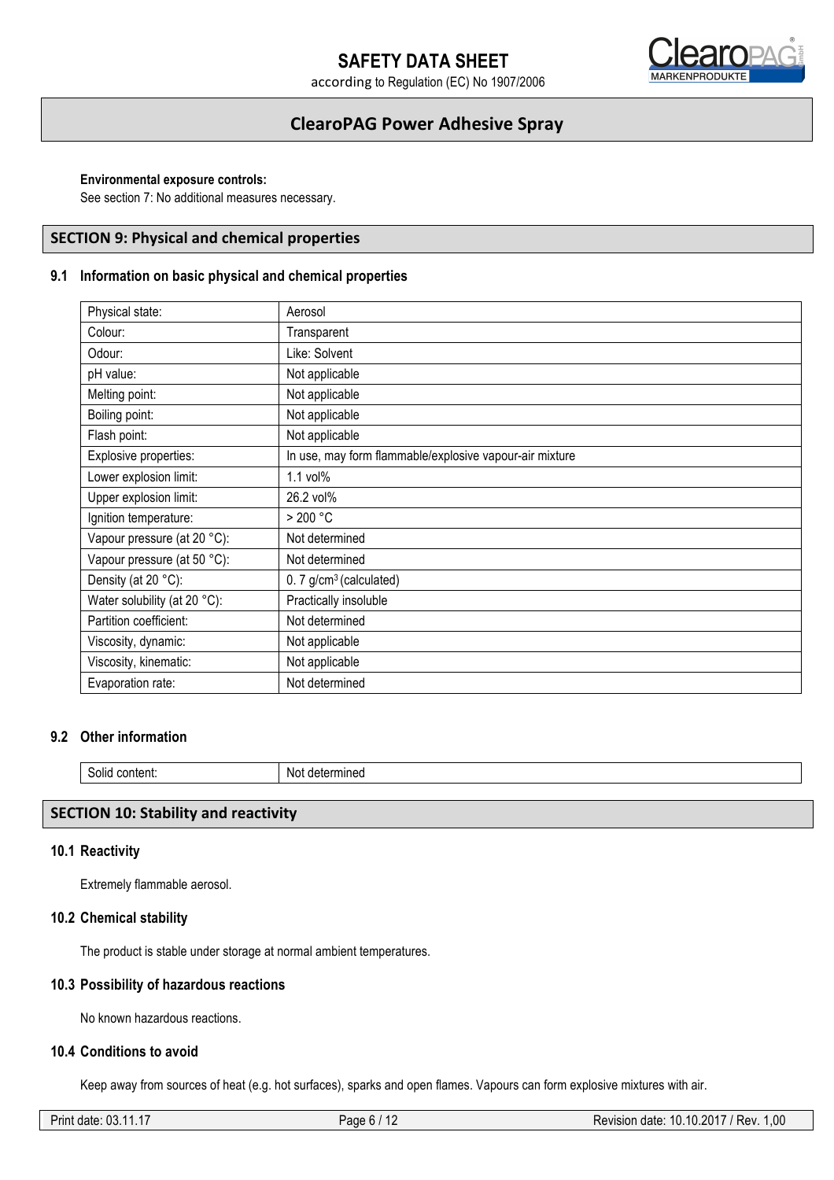**Environmental exposure controls:**

See section 7: No additional measures necessary.

## SECTION 9: Physical and chemical properties

### 9.1 Information on basic physical and chemical properties

| | |
|---|---|
| Physical state: | Aerosol |
| Colour: | Transparent |
| Odour: | Like: Solvent |
| pH value: | Not applicable |
| Melting point: | Not applicable |
| Boiling point: | Not applicable |
| Flash point: | Not applicable |
| Explosive properties: | In use, may form flammable/explosive vapour-air mixture |
| Lower explosion limit: | 1.1 vol% |
| Upper explosion limit: | 26.2 vol% |
| Ignition temperature: | > 200 °C |
| Vapour pressure (at 20 °C): | Not determined |
| Vapour pressure (at 50 °C): | Not determined |
| Density (at 20 °C): | 0. 7 g/cm$^3$ (calculated) |
| Water solubility (at 20 °C): | Practically insoluble |
| Partition coefficient: | Not determined |
| Viscosity, dynamic: | Not applicable |
| Viscosity, kinematic: | Not applicable |
| Evaporation rate: | Not determined |

### 9.2 Other information

| | |
|---|---|
| Solid content: | Not determined |

## SECTION 10: Stability and reactivity

### 10.1 Reactivity

Extremely flammable aerosol.

### 10.2 Chemical stability

The product is stable under storage at normal ambient temperatures.

### 10.3 Possibility of hazardous reactions

No known hazardous reactions.

### 10.4 Conditions to avoid

Keep away from sources of heat (e.g. hot surfaces), sparks and open flames. Vapours can form explosive mixtures with air.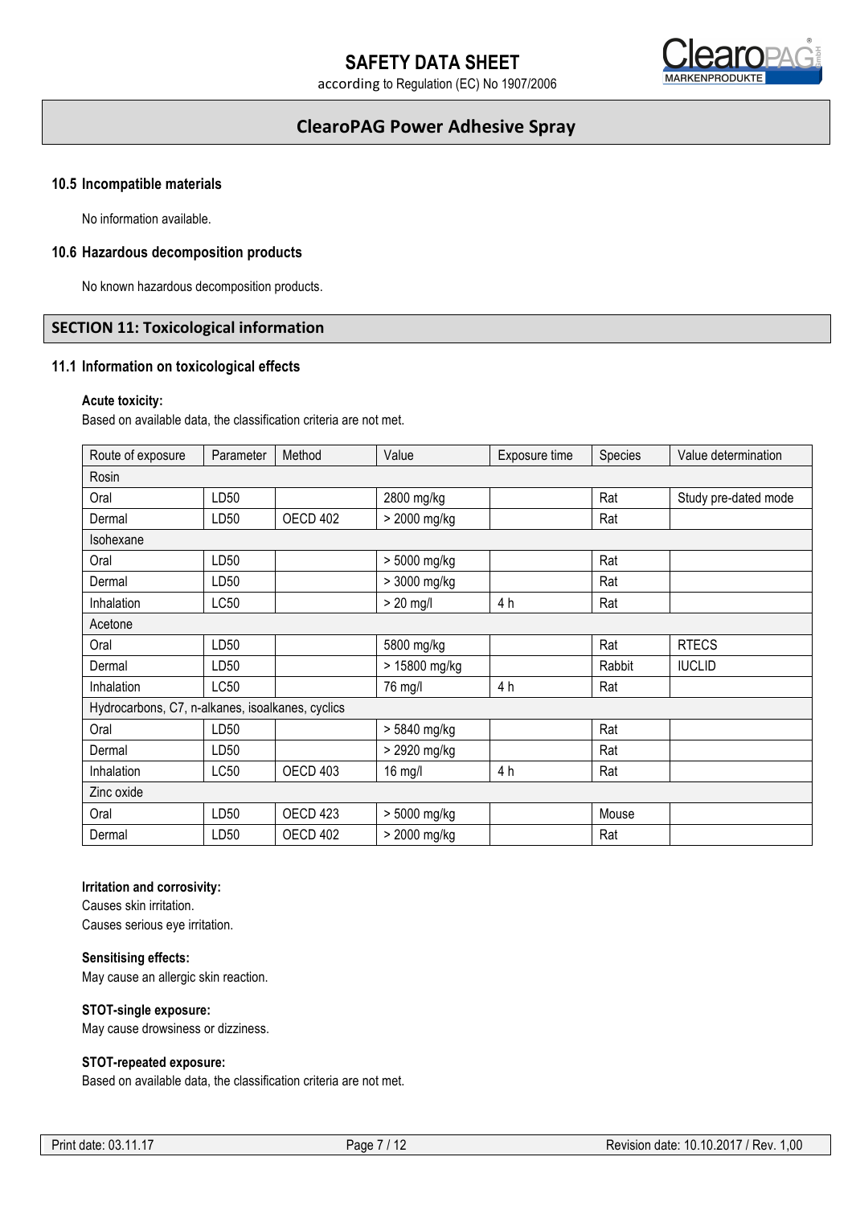### 10.5 Incompatible materials

No information available.

### 10.6 Hazardous decomposition products

No known hazardous decomposition products.

## SECTION 11: Toxicological information

### 11.1 Information on toxicological effects

**Acute toxicity:**

Based on available data, the classification criteria are not met.

| Route of exposure | Parameter | Method | Value | Exposure time | Species | Value determination |
|---|---|---|---|---|---|---|
| Rosin | | | | | | |
| Oral | LD50 | | 2800 mg/kg | | Rat | Study pre-dated mode |
| Dermal | LD50 | OECD 402 | > 2000 mg/kg | | Rat | |
| Isohexane | | | | | | |
| Oral | LD50 | | > 5000 mg/kg | | Rat | |
| Dermal | LD50 | | > 3000 mg/kg | | Rat | |
| Inhalation | LC50 | | > 20 mg/l | 4 h | Rat | |
| Acetone | | | | | | |
| Oral | LD50 | | 5800 mg/kg | | Rat | RTECS |
| Dermal | LD50 | | > 15800 mg/kg | | Rabbit | IUCLID |
| Inhalation | LC50 | | 76 mg/l | 4 h | Rat | |
| Hydrocarbons, C7, n-alkanes, isoalkanes, cyclics | | | | | | |
| Oral | LD50 | | > 5840 mg/kg | | Rat | |
| Dermal | LD50 | | > 2920 mg/kg | | Rat | |
| Inhalation | LC50 | OECD 403 | 16 mg/l | 4 h | Rat | |
| Zinc oxide | | | | | | |
| Oral | LD50 | OECD 423 | > 5000 mg/kg | | Mouse | |
| Dermal | LD50 | OECD 402 | > 2000 mg/kg | | Rat | |

**Irritation and corrosivity:**

Causes skin irritation.

Causes serious eye irritation.

**Sensitising effects:**

May cause an allergic skin reaction.

**STOT-single exposure:**

May cause drowsiness or dizziness.

**STOT-repeated exposure:**

Based on available data, the classification criteria are not met.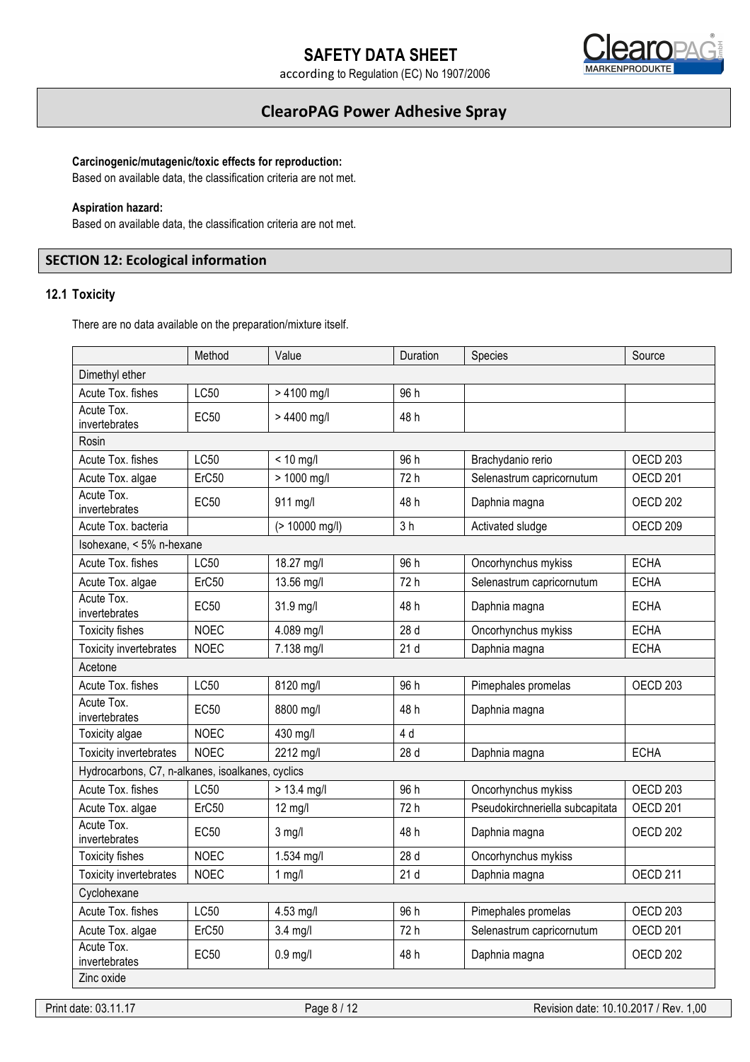**Carcinogenic/mutagenic/toxic effects for reproduction:**
Based on available data, the classification criteria are not met.

**Aspiration hazard:**
Based on available data, the classification criteria are not met.

## SECTION 12: Ecological information

### 12.1 Toxicity

There are no data available on the preparation/mixture itself.

| | Method | Value | Duration | Species | Source |
|---|---|---|---|---|---|
| Dimethyl ether | | | | | |
| Acute Tox. fishes | LC50 | > 4100 mg/l | 96 h | | |
| Acute Tox. invertebrates | EC50 | > 4400 mg/l | 48 h | | |
| Rosin | | | | | |
| Acute Tox. fishes | LC50 | < 10 mg/l | 96 h | Brachydanio rerio | OECD 203 |
| Acute Tox. algae | ErC50 | > 1000 mg/l | 72 h | Selenastrum capricornutum | OECD 201 |
| Acute Tox. invertebrates | EC50 | 911 mg/l | 48 h | Daphnia magna | OECD 202 |
| Acute Tox. bacteria | | (> 10000 mg/l) | 3 h | Activated sludge | OECD 209 |
| Isohexane, < 5% n-hexane | | | | | |
| Acute Tox. fishes | LC50 | 18.27 mg/l | 96 h | Oncorhynchus mykiss | ECHA |
| Acute Tox. algae | ErC50 | 13.56 mg/l | 72 h | Selenastrum capricornutum | ECHA |
| Acute Tox. invertebrates | EC50 | 31.9 mg/l | 48 h | Daphnia magna | ECHA |
| Toxicity fishes | NOEC | 4.089 mg/l | 28 d | Oncorhynchus mykiss | ECHA |
| Toxicity invertebrates | NOEC | 7.138 mg/l | 21 d | Daphnia magna | ECHA |
| Acetone | | | | | |
| Acute Tox. fishes | LC50 | 8120 mg/l | 96 h | Pimephales promelas | OECD 203 |
| Acute Tox. invertebrates | EC50 | 8800 mg/l | 48 h | Daphnia magna | |
| Toxicity algae | NOEC | 430 mg/l | 4 d | | |
| Toxicity invertebrates | NOEC | 2212 mg/l | 28 d | Daphnia magna | ECHA |
| Hydrocarbons, C7, n-alkanes, isoalkanes, cyclics | | | | | |
| Acute Tox. fishes | LC50 | > 13.4 mg/l | 96 h | Oncorhynchus mykiss | OECD 203 |
| Acute Tox. algae | ErC50 | 12 mg/l | 72 h | Pseudokirchneriella subcapitata | OECD 201 |
| Acute Tox. invertebrates | EC50 | 3 mg/l | 48 h | Daphnia magna | OECD 202 |
| Toxicity fishes | NOEC | 1.534 mg/l | 28 d | Oncorhynchus mykiss | |
| Toxicity invertebrates | NOEC | 1 mg/l | 21 d | Daphnia magna | OECD 211 |
| Cyclohexane | | | | | |
| Acute Tox. fishes | LC50 | 4.53 mg/l | 96 h | Pimephales promelas | OECD 203 |
| Acute Tox. algae | ErC50 | 3.4 mg/l | 72 h | Selenastrum capricornutum | OECD 201 |
| Acute Tox. invertebrates | EC50 | 0.9 mg/l | 48 h | Daphnia magna | OECD 202 |
| Zinc oxide | | | | | |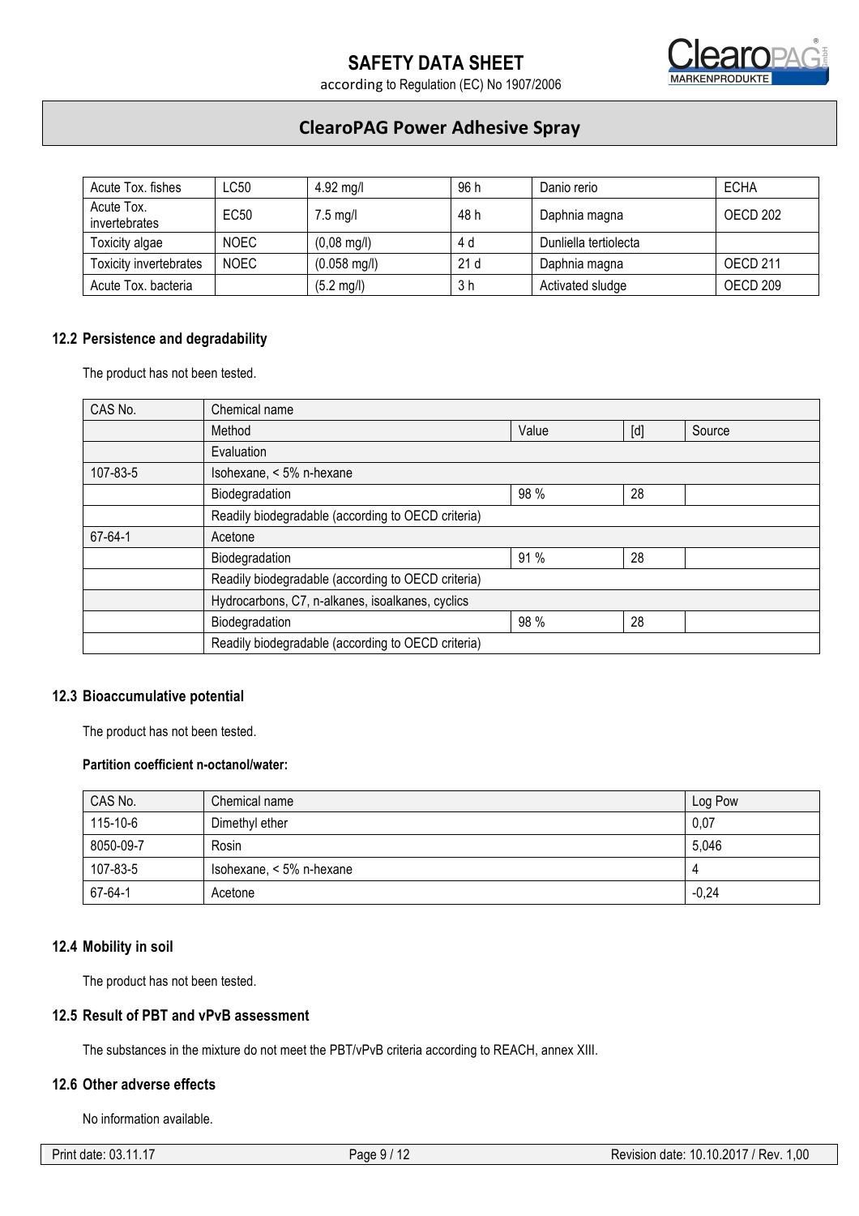| Acute Tox. fishes | LC50 | 4.92 mg/l | 96 h | Danio rerio | ECHA |
|---|---|---|---|---|---|
| Acute Tox. invertebrates | EC50 | 7.5 mg/l | 48 h | Daphnia magna | OECD 202 |
| Toxicity algae | NOEC | (0,08 mg/l) | 4 d | Dunliella tertiolecta | |
| Toxicity invertebrates | NOEC | (0.058 mg/l) | 21 d | Daphnia magna | OECD 211 |
| Acute Tox. bacteria | | (5.2 mg/l) | 3 h | Activated sludge | OECD 209 |

### 12.2 Persistence and degradability

The product has not been tested.

| CAS No. | Chemical name | | | |
|---|---|---|---|---|
| | Method | Value | [d] | Source |
| | Evaluation | | | |
| 107-83-5 | Isohexane, < 5% n-hexane | | | |
| | Biodegradation | 98 % | 28 | |
| | Readily biodegradable (according to OECD criteria) | | | |
| 67-64-1 | Acetone | | | |
| | Biodegradation | 91 % | 28 | |
| | Readily biodegradable (according to OECD criteria) | | | |
| | Hydrocarbons, C7, n-alkanes, isoalkanes, cyclics | | | |
| | Biodegradation | 98 % | 28 | |
| | Readily biodegradable (according to OECD criteria) | | | |

### 12.3 Bioaccumulative potential

The product has not been tested.

**Partition coefficient n-octanol/water:**

| CAS No. | Chemical name | Log Pow |
|---|---|---|
| 115-10-6 | Dimethyl ether | 0,07 |
| 8050-09-7 | Rosin | 5,046 |
| 107-83-5 | Isohexane, < 5% n-hexane | 4 |
| 67-64-1 | Acetone | -0,24 |

### 12.4 Mobility in soil

The product has not been tested.

### 12.5 Result of PBT and vPvB assessment

The substances in the mixture do not meet the PBT/vPvB criteria according to REACH, annex XIII.

### 12.6 Other adverse effects

No information available.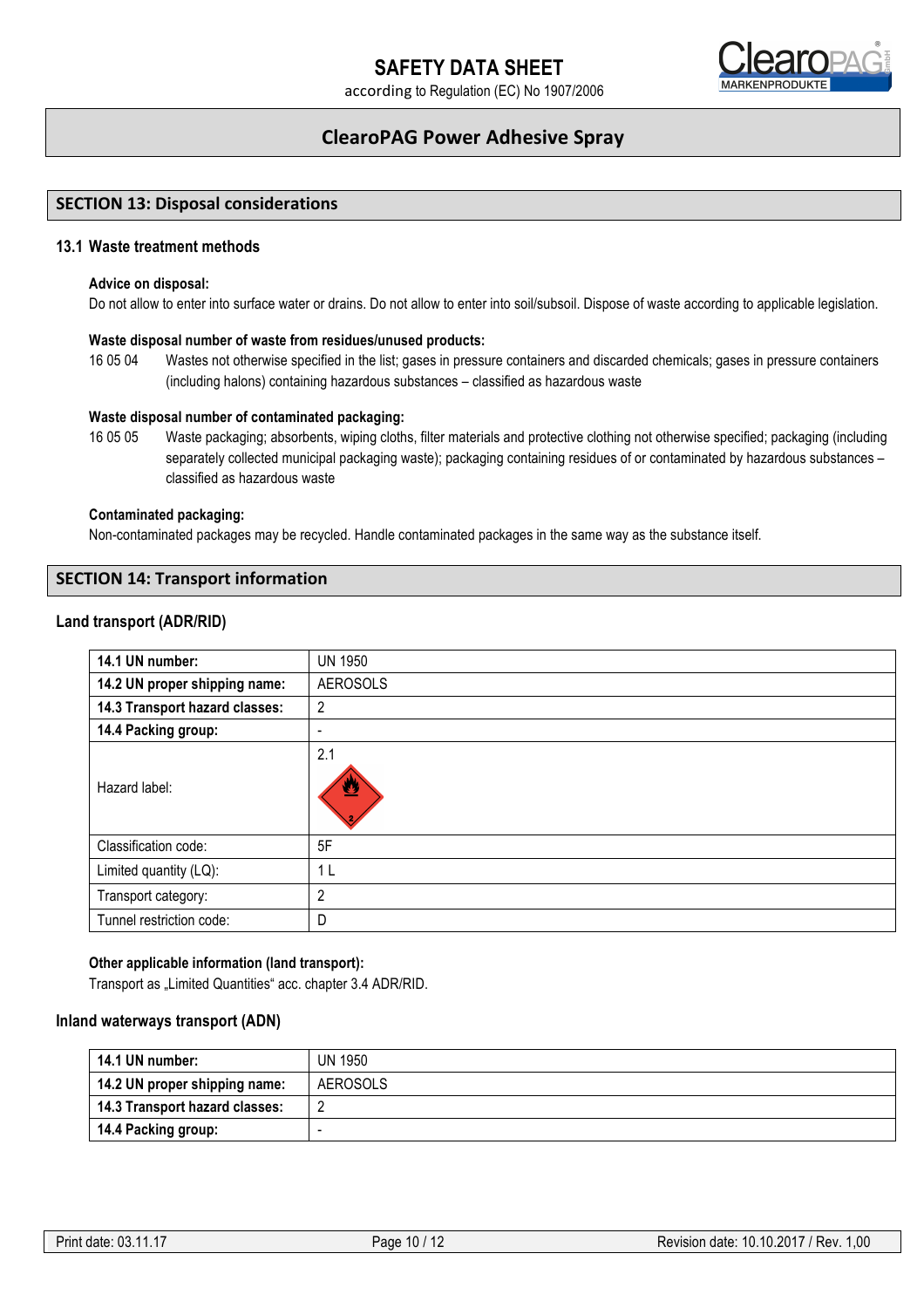## SECTION 13: Disposal considerations

### 13.1 Waste treatment methods

**Advice on disposal:**

Do not allow to enter into surface water or drains. Do not allow to enter into soil/subsoil. Dispose of waste according to applicable legislation.

**Waste disposal number of waste from residues/unused products:**

16 05 04 Wastes not otherwise specified in the list; gases in pressure containers and discarded chemicals; gases in pressure containers (including halons) containing hazardous substances – classified as hazardous waste

**Waste disposal number of contaminated packaging:**

16 05 05 Waste packaging; absorbents, wiping cloths, filter materials and protective clothing not otherwise specified; packaging (including separately collected municipal packaging waste); packaging containing residues of or contaminated by hazardous substances – classified as hazardous waste

**Contaminated packaging:**

Non-contaminated packages may be recycled. Handle contaminated packages in the same way as the substance itself.

## SECTION 14: Transport information

### Land transport (ADR/RID)

| **14.1 UN number:** | UN 1950 |
|---|---|
| **14.2 UN proper shipping name:** | AEROSOLS |
| **14.3 Transport hazard classes:** | 2 |
| **14.4 Packing group:** | - |
| Hazard label: | 2.1 |
| Classification code: | 5F |
| Limited quantity (LQ): | 1 L |
| Transport category: | 2 |
| Tunnel restriction code: | D |

**Other applicable information (land transport):**

Transport as „Limited Quantities“ acc. chapter 3.4 ADR/RID.

### Inland waterways transport (ADN)

| **14.1 UN number:** | UN 1950 |
|---|---|
| **14.2 UN proper shipping name:** | AEROSOLS |
| **14.3 Transport hazard classes:** | 2 |
| **14.4 Packing group:** | - |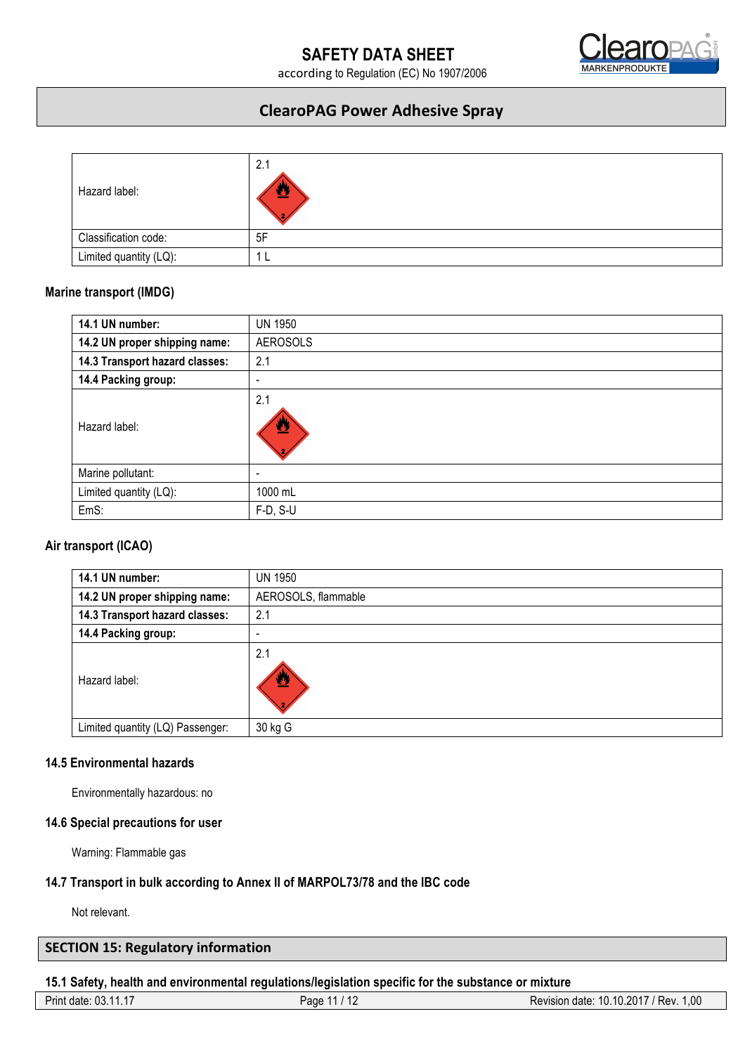| | |
|---|---|
| Hazard label: | 2.1 |
| Classification code: | 5F |
| Limited quantity (LQ): | 1 L |

### Marine transport (IMDG)

| | |
|---|---|
| **14.1 UN number:** | UN 1950 |
| **14.2 UN proper shipping name:** | AEROSOLS |
| **14.3 Transport hazard classes:** | 2.1 |
| **14.4 Packing group:** | - |
| Hazard label: | 2.1 |
| Marine pollutant: | - |
| Limited quantity (LQ): | 1000 mL |
| EmS: | F-D, S-U |

### Air transport (ICAO)

| | |
|---|---|
| **14.1 UN number:** | UN 1950 |
| **14.2 UN proper shipping name:** | AEROSOLS, flammable |
| **14.3 Transport hazard classes:** | 2.1 |
| **14.4 Packing group:** | - |
| Hazard label: | 2.1 |
| Limited quantity (LQ) Passenger: | 30 kg G |

### 14.5 Environmental hazards

Environmentally hazardous: no

### 14.6 Special precautions for user

Warning: Flammable gas

### 14.7 Transport in bulk according to Annex II of MARPOL73/78 and the IBC code

Not relevant.

## SECTION 15: Regulatory information

### 15.1 Safety, health and environmental regulations/legislation specific for the substance or mixture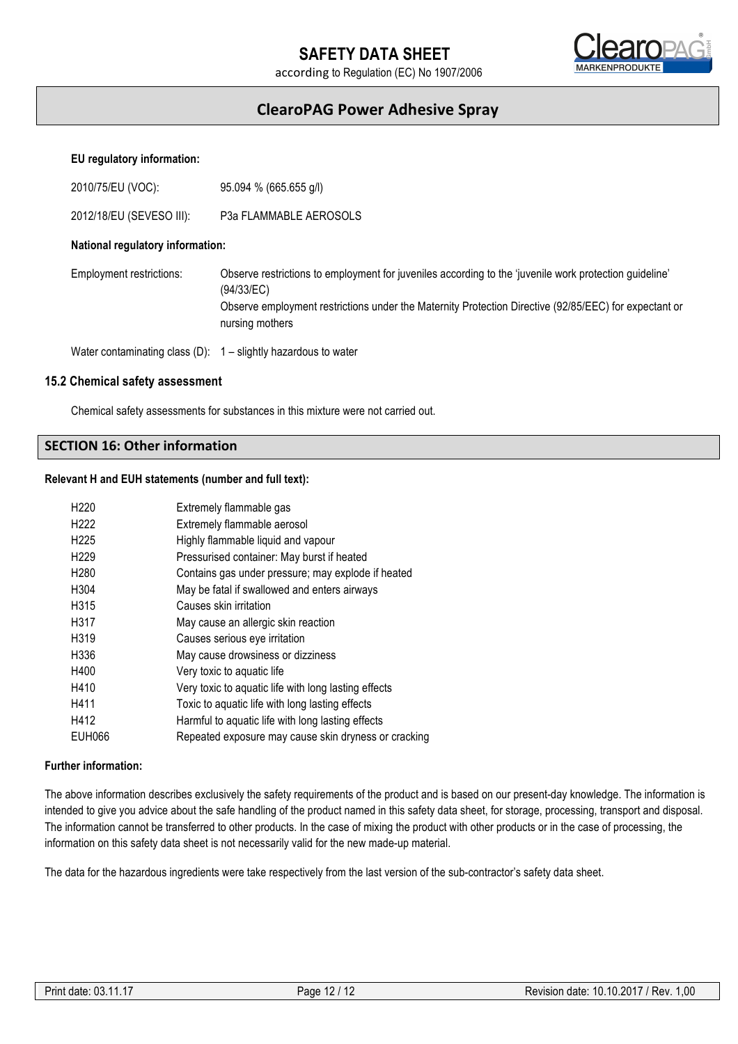**EU regulatory information:**

| | |
|---|---|
| 2010/75/EU (VOC): | 95.094 % (665.655 g/l) |
| 2012/18/EU (SEVESO III): | P3a FLAMMABLE AEROSOLS |

**National regulatory information:**

| | |
|---|---|
| Employment restrictions: | Observe restrictions to employment for juveniles according to the 'juvenile work protection guideline' (94/33/EC)<br>Observe employment restrictions under the Maternity Protection Directive (92/85/EEC) for expectant or nursing mothers |
| Water contaminating class (D): | 1 – slightly hazardous to water |

### 15.2 Chemical safety assessment

Chemical safety assessments for substances in this mixture were not carried out.

## SECTION 16: Other information

**Relevant H and EUH statements (number and full text):**

| | |
|---|---|
| H220 | Extremely flammable gas |
| H222 | Extremely flammable aerosol |
| H225 | Highly flammable liquid and vapour |
| H229 | Pressurised container: May burst if heated |
| H280 | Contains gas under pressure; may explode if heated |
| H304 | May be fatal if swallowed and enters airways |
| H315 | Causes skin irritation |
| H317 | May cause an allergic skin reaction |
| H319 | Causes serious eye irritation |
| H336 | May cause drowsiness or dizziness |
| H400 | Very toxic to aquatic life |
| H410 | Very toxic to aquatic life with long lasting effects |
| H411 | Toxic to aquatic life with long lasting effects |
| H412 | Harmful to aquatic life with long lasting effects |
| EUH066 | Repeated exposure may cause skin dryness or cracking |

**Further information:**

The above information describes exclusively the safety requirements of the product and is based on our present-day knowledge. The information is intended to give you advice about the safe handling of the product named in this safety data sheet, for storage, processing, transport and disposal. The information cannot be transferred to other products. In the case of mixing the product with other products or in the case of processing, the information on this safety data sheet is not necessarily valid for the new made-up material.

The data for the hazardous ingredients were take respectively from the last version of the sub-contractor's safety data sheet.